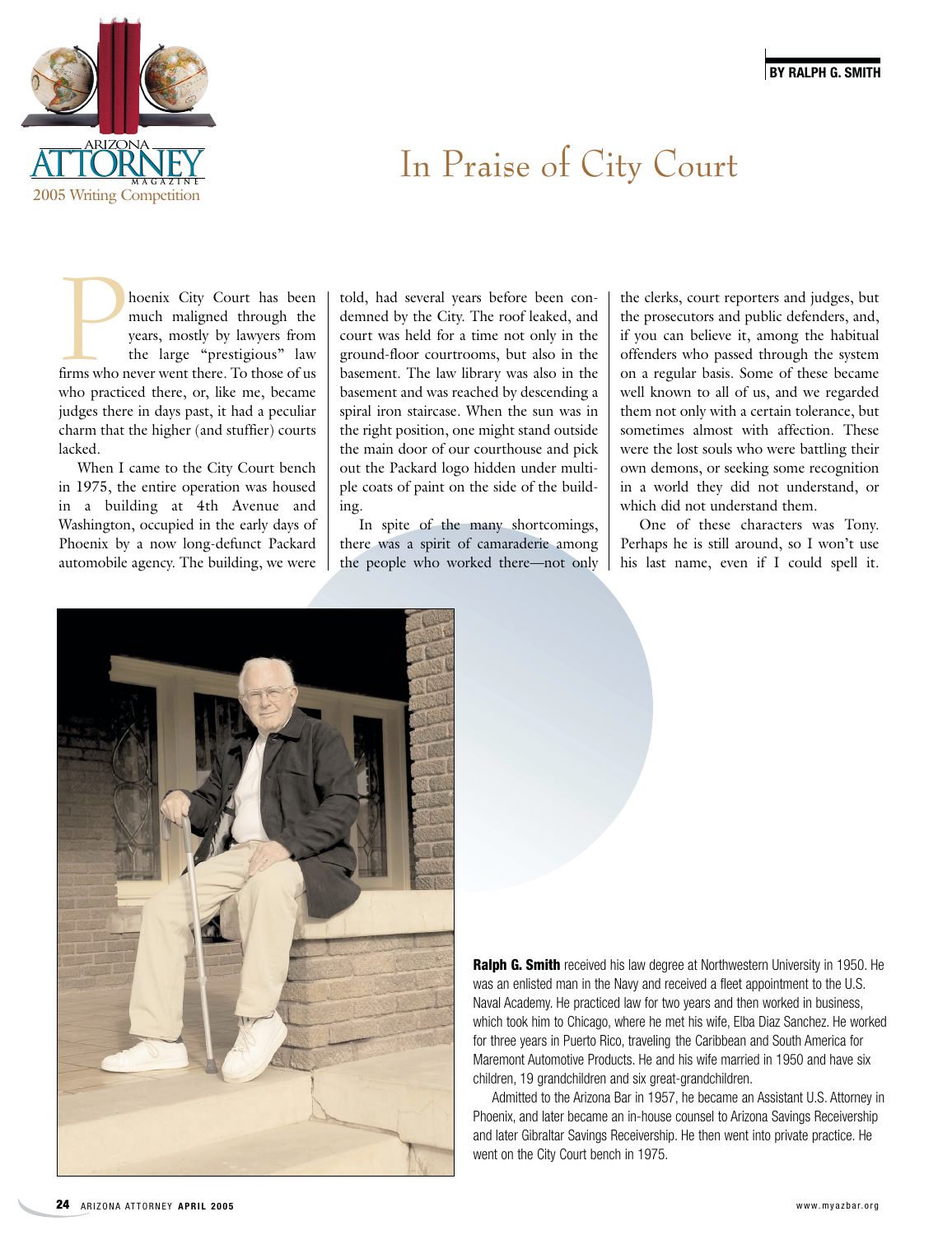# In Praise of City Court

**BY RALPH G. SMITH**

Arizona Attorney Magazine 2005 Writing Competition

Phoenix City Court has been much maligned through the years, mostly by lawyers from the large "prestigious" law firms who never went there. To those of us who practiced there, or, like me, became judges there in days past, it had a peculiar charm that the higher (and stuffier) courts lacked.

When I came to the City Court bench in 1975, the entire operation was housed in a building at 4th Avenue and Washington, occupied in the early days of Phoenix by a now long-defunct Packard automobile agency. The building, we were told, had several years before been condemned by the City. The roof leaked, and court was held for a time not only in the ground-floor courtrooms, but also in the basement. The law library was also in the basement and was reached by descending a spiral iron staircase. When the sun was in the right position, one might stand outside the main door of our courthouse and pick out the Packard logo hidden under multiple coats of paint on the side of the building.

In spite of the many shortcomings, there was a spirit of camaraderie among the people who worked there—not only the clerks, court reporters and judges, but the prosecutors and public defenders, and, if you can believe it, among the habitual offenders who passed through the system on a regular basis. Some of these became well known to all of us, and we regarded them not only with a certain tolerance, but sometimes almost with affection. These were the lost souls who were battling their own demons, or seeking some recognition in a world they did not understand, or which did not understand them.

One of these characters was Tony. Perhaps he is still around, so I won't use his last name, even if I could spell it.

**Ralph G. Smith** received his law degree at Northwestern University in 1950. He was an enlisted man in the Navy and received a fleet appointment to the U.S. Naval Academy. He practiced law for two years and then worked in business, which took him to Chicago, where he met his wife, Elba Diaz Sanchez. He worked for three years in Puerto Rico, traveling the Caribbean and South America for Maremont Automotive Products. He and his wife married in 1950 and have six children, 19 grandchildren and six great-grandchildren.

Admitted to the Arizona Bar in 1957, he became an Assistant U.S. Attorney in Phoenix, and later became an in-house counsel to Arizona Savings Receivership and later Gibraltar Savings Receivership. He then went into private practice. He went on the City Court bench in 1975.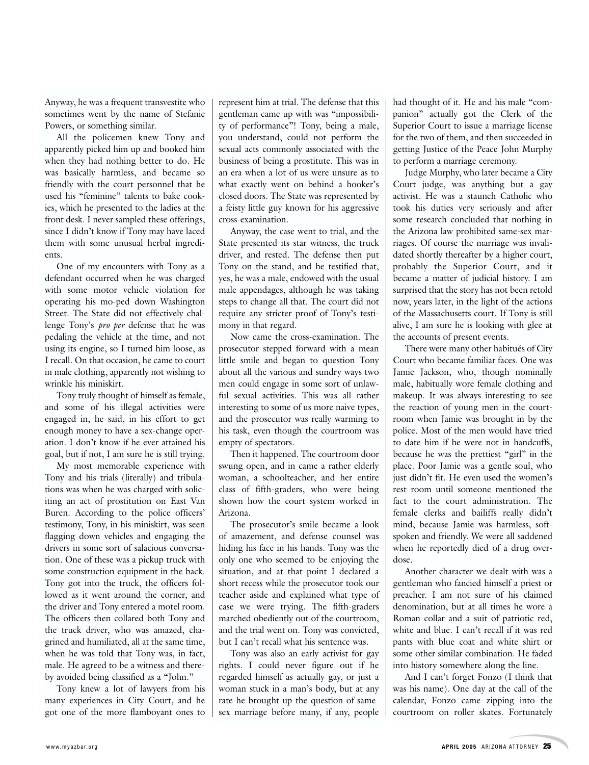Anyway, he was a frequent transvestite who sometimes went by the name of Stefanie Powers, or something similar.

All the policemen knew Tony and apparently picked him up and booked him when they had nothing better to do. He was basically harmless, and became so friendly with the court personnel that he used his "feminine" talents to bake cookies, which he presented to the ladies at the front desk. I never sampled these offerings, since I didn't know if Tony may have laced them with some unusual herbal ingredients.

One of my encounters with Tony as a defendant occurred when he was charged with some motor vehicle violation for operating his mo-ped down Washington Street. The State did not effectively challenge Tony's *pro per* defense that he was pedaling the vehicle at the time, and not using its engine, so I turned him loose, as I recall. On that occasion, he came to court in male clothing, apparently not wishing to wrinkle his miniskirt.

Tony truly thought of himself as female, and some of his illegal activities were engaged in, he said, in his effort to get enough money to have a sex-change operation. I don't know if he ever attained his goal, but if not, I am sure he is still trying.

My most memorable experience with Tony and his trials (literally) and tribulations was when he was charged with soliciting an act of prostitution on East Van Buren. According to the police officers' testimony, Tony, in his miniskirt, was seen flagging down vehicles and engaging the drivers in some sort of salacious conversation. One of these was a pickup truck with some construction equipment in the back. Tony got into the truck, the officers followed as it went around the corner, and the driver and Tony entered a motel room. The officers then collared both Tony and the truck driver, who was amazed, chagrined and humiliated, all at the same time, when he was told that Tony was, in fact, male. He agreed to be a witness and thereby avoided being classified as a "John."

Tony knew a lot of lawyers from his many experiences in City Court, and he got one of the more flamboyant ones to represent him at trial. The defense that this gentleman came up with was "impossibility of performance"! Tony, being a male, you understand, could not perform the sexual acts commonly associated with the business of being a prostitute. This was in an era when a lot of us were unsure as to what exactly went on behind a hooker's closed doors. The State was represented by a feisty little guy known for his aggressive cross-examination.

Anyway, the case went to trial, and the State presented its star witness, the truck driver, and rested. The defense then put Tony on the stand, and he testified that, yes, he was a male, endowed with the usual male appendages, although he was taking steps to change all that. The court did not require any stricter proof of Tony's testimony in that regard.

Now came the cross-examination. The prosecutor stepped forward with a mean little smile and began to question Tony about all the various and sundry ways two men could engage in some sort of unlawful sexual activities. This was all rather interesting to some of us more naive types, and the prosecutor was really warming to his task, even though the courtroom was empty of spectators.

Then it happened. The courtroom door swung open, and in came a rather elderly woman, a schoolteacher, and her entire class of fifth-graders, who were being shown how the court system worked in Arizona.

The prosecutor's smile became a look of amazement, and defense counsel was hiding his face in his hands. Tony was the only one who seemed to be enjoying the situation, and at that point I declared a short recess while the prosecutor took our teacher aside and explained what type of case we were trying. The fifth-graders marched obediently out of the courtroom, and the trial went on. Tony was convicted, but I can't recall what his sentence was.

Tony was also an early activist for gay rights. I could never figure out if he regarded himself as actually gay, or just a woman stuck in a man's body, but at any rate he brought up the question of same-sex marriage before many, if any, people had thought of it. He and his male "companion" actually got the Clerk of the Superior Court to issue a marriage license for the two of them, and then succeeded in getting Justice of the Peace John Murphy to perform a marriage ceremony.

Judge Murphy, who later became a City Court judge, was anything but a gay activist. He was a staunch Catholic who took his duties very seriously and after some research concluded that nothing in the Arizona law prohibited same-sex marriages. Of course the marriage was invalidated shortly thereafter by a higher court, probably the Superior Court, and it became a matter of judicial history. I am surprised that the story has not been retold now, years later, in the light of the actions of the Massachusetts court. If Tony is still alive, I am sure he is looking with glee at the accounts of present events.

There were many other habitués of City Court who became familiar faces. One was Jamie Jackson, who, though nominally male, habitually wore female clothing and makeup. It was always interesting to see the reaction of young men in the courtroom when Jamie was brought in by the police. Most of the men would have tried to date him if he were not in handcuffs, because he was the prettiest "girl" in the place. Poor Jamie was a gentle soul, who just didn't fit. He even used the women's rest room until someone mentioned the fact to the court administration. The female clerks and bailiffs really didn't mind, because Jamie was harmless, soft-spoken and friendly. We were all saddened when he reportedly died of a drug overdose.

Another character we dealt with was a gentleman who fancied himself a priest or preacher. I am not sure of his claimed denomination, but at all times he wore a Roman collar and a suit of patriotic red, white and blue. I can't recall if it was red pants with blue coat and white shirt or some other similar combination. He faded into history somewhere along the line.

And I can't forget Fonzo (I think that was his name). One day at the call of the calendar, Fonzo came zipping into the courtroom on roller skates. Fortunately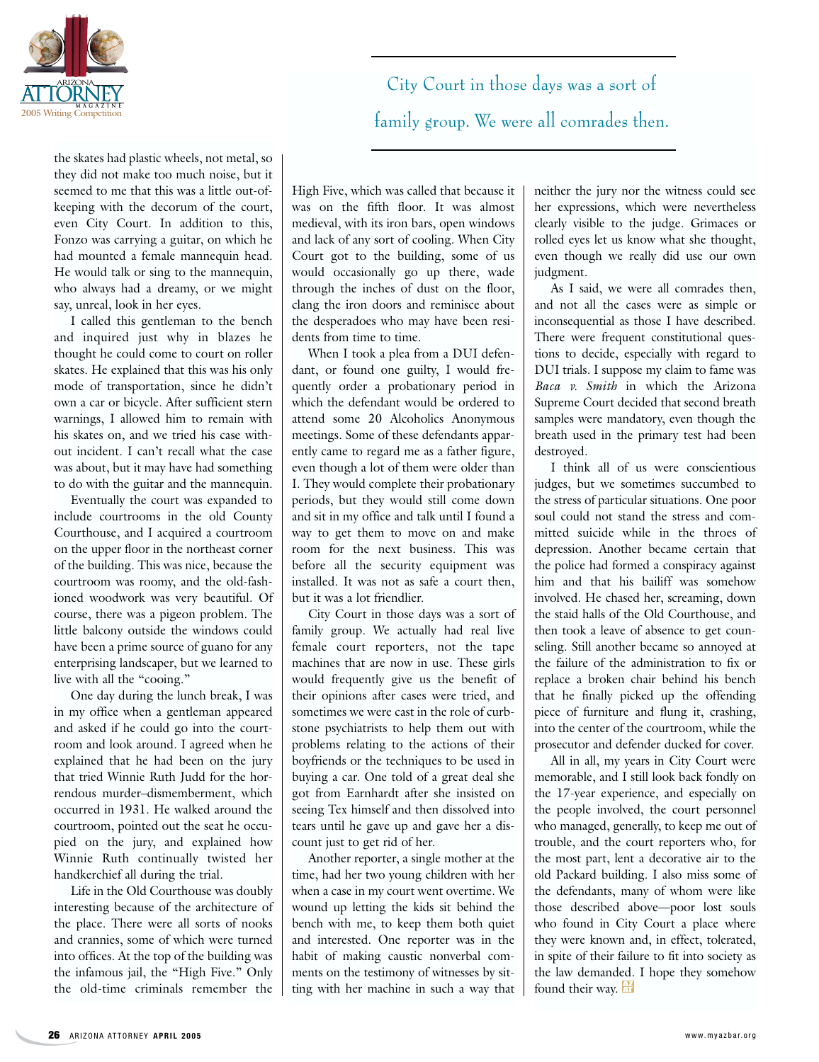> City Court in those days was a sort of family group. We were all comrades then.

the skates had plastic wheels, not metal, so they did not make too much noise, but it seemed to me that this was a little out-of-keeping with the decorum of the court, even City Court. In addition to this, Fonzo was carrying a guitar, on which he had mounted a female mannequin head. He would talk or sing to the mannequin, who always had a dreamy, or we might say, unreal, look in her eyes.

I called this gentleman to the bench and inquired just why in blazes he thought he could come to court on roller skates. He explained that this was his only mode of transportation, since he didn't own a car or bicycle. After sufficient stern warnings, I allowed him to remain with his skates on, and we tried his case without incident. I can't recall what the case was about, but it may have had something to do with the guitar and the mannequin.

Eventually the court was expanded to include courtrooms in the old County Courthouse, and I acquired a courtroom on the upper floor in the northeast corner of the building. This was nice, because the courtroom was roomy, and the old-fashioned woodwork was very beautiful. Of course, there was a pigeon problem. The little balcony outside the windows could have been a prime source of guano for any enterprising landscaper, but we learned to live with all the "cooing."

One day during the lunch break, I was in my office when a gentleman appeared and asked if he could go into the courtroom and look around. I agreed when he explained that he had been on the jury that tried Winnie Ruth Judd for the horrendous murder–dismemberment, which occurred in 1931. He walked around the courtroom, pointed out the seat he occupied on the jury, and explained how Winnie Ruth continually twisted her handkerchief all during the trial.

Life in the Old Courthouse was doubly interesting because of the architecture of the place. There were all sorts of nooks and crannies, some of which were turned into offices. At the top of the building was the infamous jail, the "High Five." Only the old-time criminals remember the High Five, which was called that because it was on the fifth floor. It was almost medieval, with its iron bars, open windows and lack of any sort of cooling. When City Court got to the building, some of us would occasionally go up there, wade through the inches of dust on the floor, clang the iron doors and reminisce about the desperadoes who may have been residents from time to time.

When I took a plea from a DUI defendant, or found one guilty, I would frequently order a probationary period in which the defendant would be ordered to attend some 20 Alcoholics Anonymous meetings. Some of these defendants apparently came to regard me as a father figure, even though a lot of them were older than I. They would complete their probationary periods, but they would still come down and sit in my office and talk until I found a way to get them to move on and make room for the next business. This was before all the security equipment was installed. It was not as safe a court then, but it was a lot friendlier.

City Court in those days was a sort of family group. We actually had real live female court reporters, not the tape machines that are now in use. These girls would frequently give us the benefit of their opinions after cases were tried, and sometimes we were cast in the role of curbstone psychiatrists to help them out with problems relating to the actions of their boyfriends or the techniques to be used in buying a car. One told of a great deal she got from Earnhardt after she insisted on seeing Tex himself and then dissolved into tears until he gave up and gave her a discount just to get rid of her.

Another reporter, a single mother at the time, had her two young children with her when a case in my court went overtime. We wound up letting the kids sit behind the bench with me, to keep them both quiet and interested. One reporter was in the habit of making caustic nonverbal comments on the testimony of witnesses by sitting with her machine in such a way that neither the jury nor the witness could see her expressions, which were nevertheless clearly visible to the judge. Grimaces or rolled eyes let us know what she thought, even though we really did use our own judgment.

As I said, we were all comrades then, and not all the cases were as simple or inconsequential as those I have described. There were frequent constitutional questions to decide, especially with regard to DUI trials. I suppose my claim to fame was *Baca v. Smith* in which the Arizona Supreme Court decided that second breath samples were mandatory, even though the breath used in the primary test had been destroyed.

I think all of us were conscientious judges, but we sometimes succumbed to the stress of particular situations. One poor soul could not stand the stress and committed suicide while in the throes of depression. Another became certain that the police had formed a conspiracy against him and that his bailiff was somehow involved. He chased her, screaming, down the staid halls of the Old Courthouse, and then took a leave of absence to get counseling. Still another became so annoyed at the failure of the administration to fix or replace a broken chair behind his bench that he finally picked up the offending piece of furniture and flung it, crashing, into the center of the courtroom, while the prosecutor and defender ducked for cover.

All in all, my years in City Court were memorable, and I still look back fondly on the 17-year experience, and especially on the people involved, the court personnel who managed, generally, to keep me out of trouble, and the court reporters who, for the most part, lent a decorative air to the old Packard building. I also miss some of the defendants, many of whom were like those described above—poor lost souls who found in City Court a place where they were known and, in effect, tolerated, in spite of their failure to fit into society as the law demanded. I hope they somehow found their way.